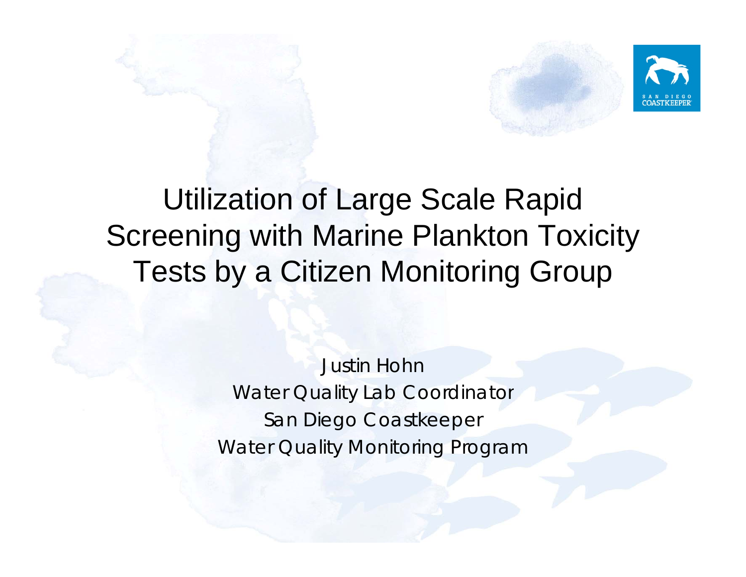# Utilization of Large Scale Rapid Screening with Marine Plankton Toxicity Tests by a Citizen Monitoring Group

Justin Hohn
Water Quality Lab Coordinator
San Diego Coastkeeper
Water Quality Monitoring Program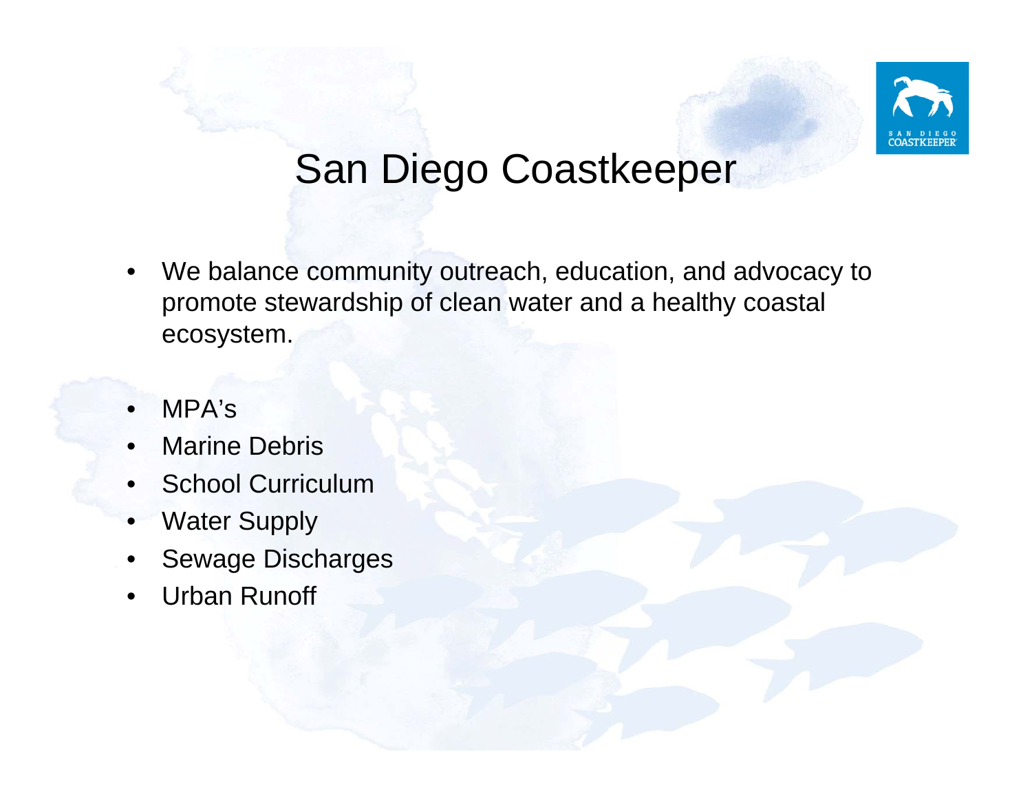# San Diego Coastkeeper

- We balance community outreach, education, and advocacy to promote stewardship of clean water and a healthy coastal ecosystem.

- MPA's
- Marine Debris
- School Curriculum
- Water Supply
- Sewage Discharges
- Urban Runoff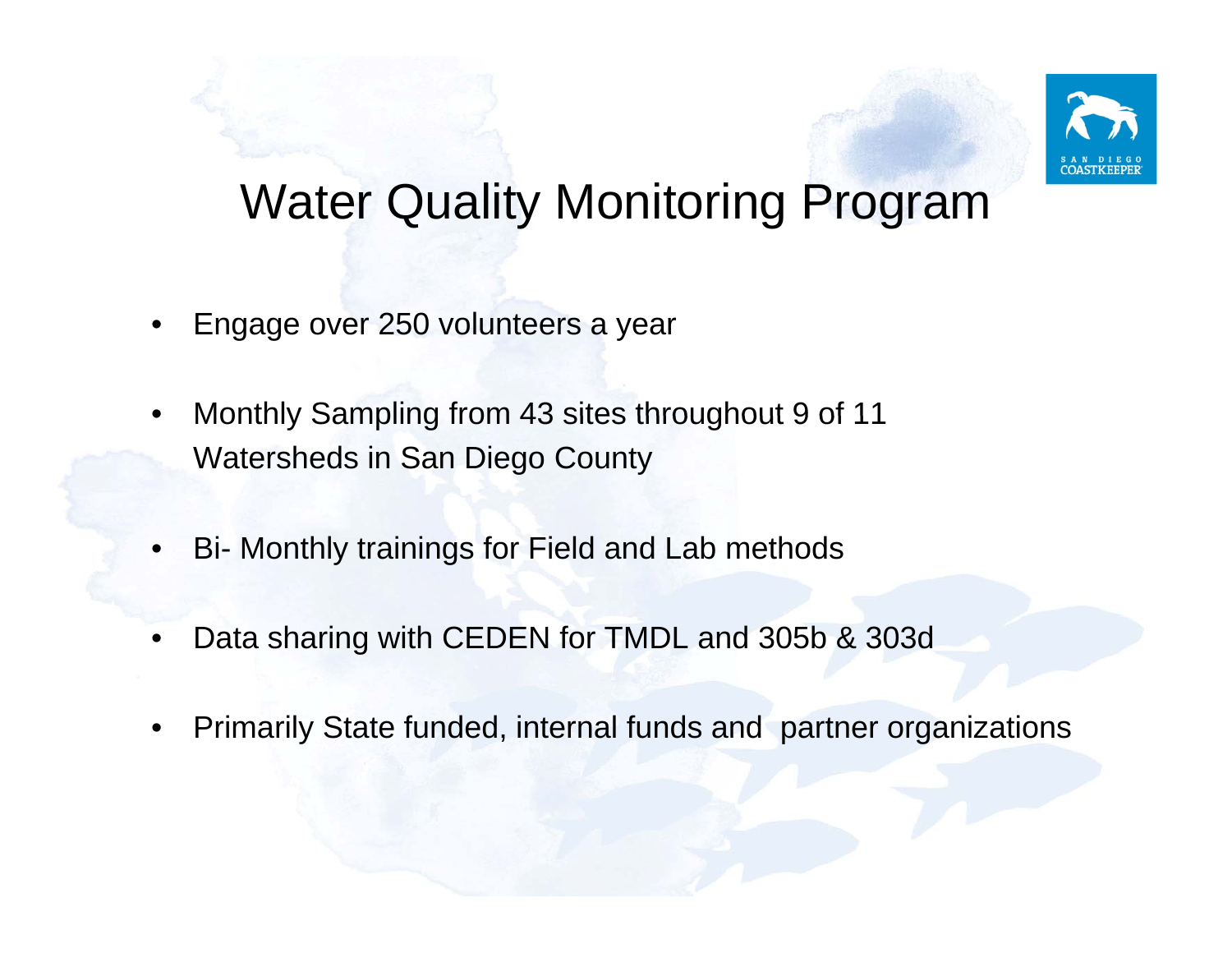# Water Quality Monitoring Program

- Engage over 250 volunteers a year
- Monthly Sampling from 43 sites throughout 9 of 11 Watersheds in San Diego County
- Bi- Monthly trainings for Field and Lab methods
- Data sharing with CEDEN for TMDL and 305b & 303d
- Primarily State funded, internal funds and partner organizations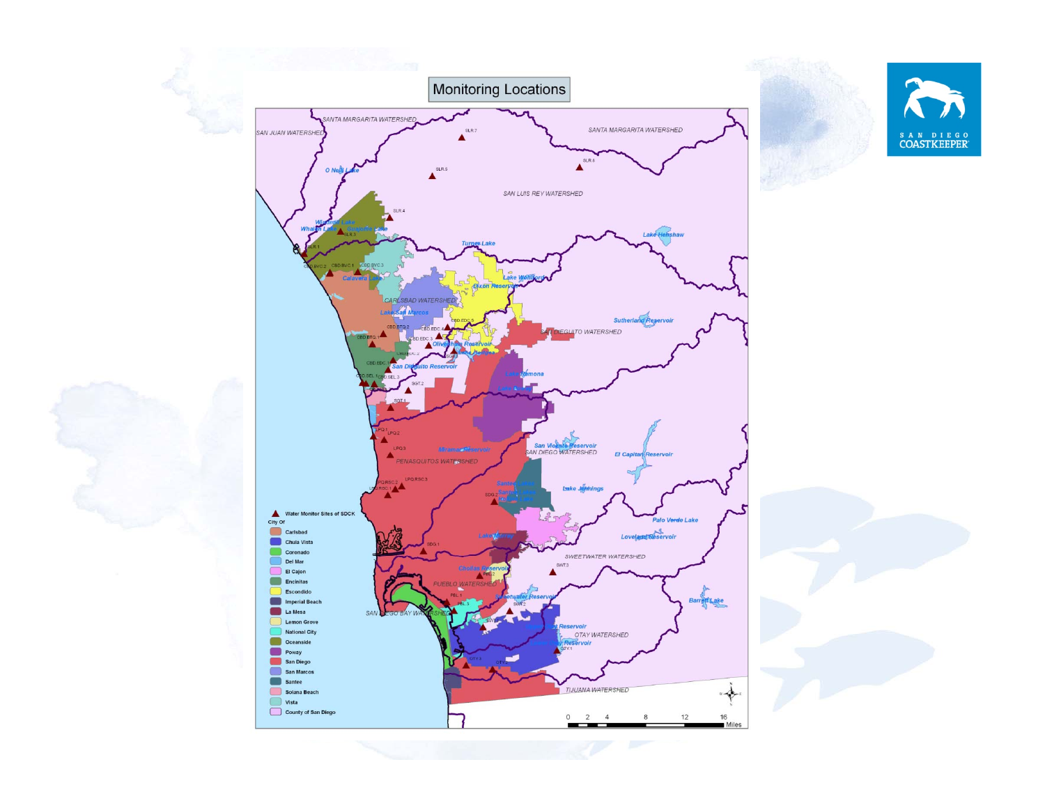# Monitoring Locations

SAN DIEGO COASTKEEPER

Water Monitor Sites of SDCK

City Of

- Carlsbad
- Chula Vista
- Coronado
- Del Mar
- El Cajon
- Encinitas
- Escondido
- Imperial Beach
- La Mesa
- Lemon Grove
- National City
- Oceanside
- Poway
- San Diego
- San Marcos
- Santee
- Solana Beach
- Vista
- County of San Diego

0 2 4 8 12 16 Miles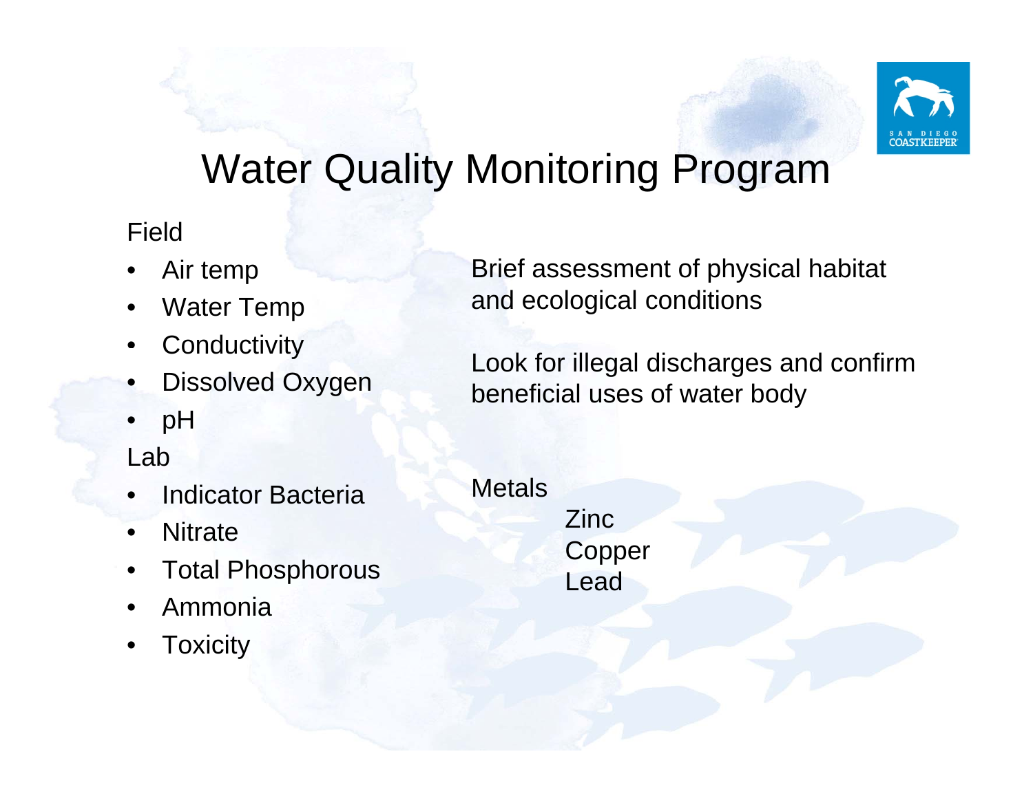# Water Quality Monitoring Program

Field

- Air temp
- Water Temp
- Conductivity
- Dissolved Oxygen
- pH

Lab

- Indicator Bacteria
- Nitrate
- Total Phosphorous
- Ammonia
- Toxicity

Brief assessment of physical habitat and ecological conditions

Look for illegal discharges and confirm beneficial uses of water body

Metals

- Zinc
- Copper
- Lead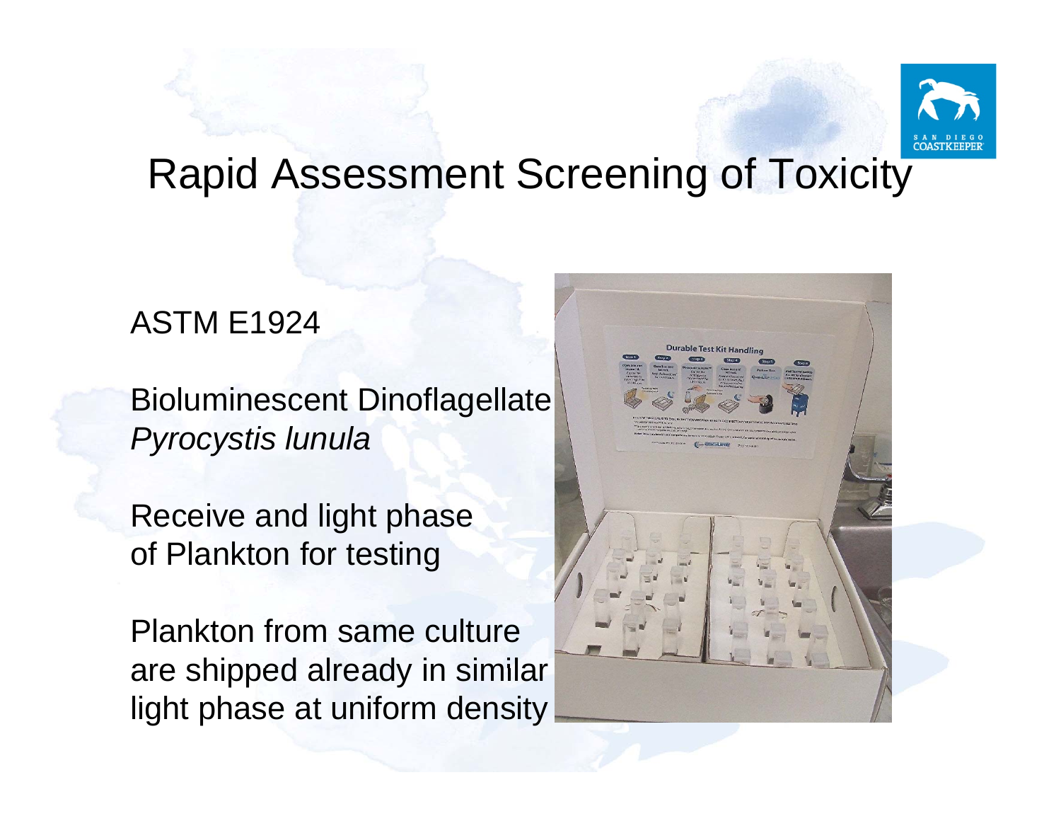# Rapid Assessment Screening of Toxicity

ASTM E1924

Bioluminescent Dinoflagellate
*Pyrocystis lunula*

Receive and light phase
of Plankton for testing

Plankton from same culture
are shipped already in similar
light phase at uniform density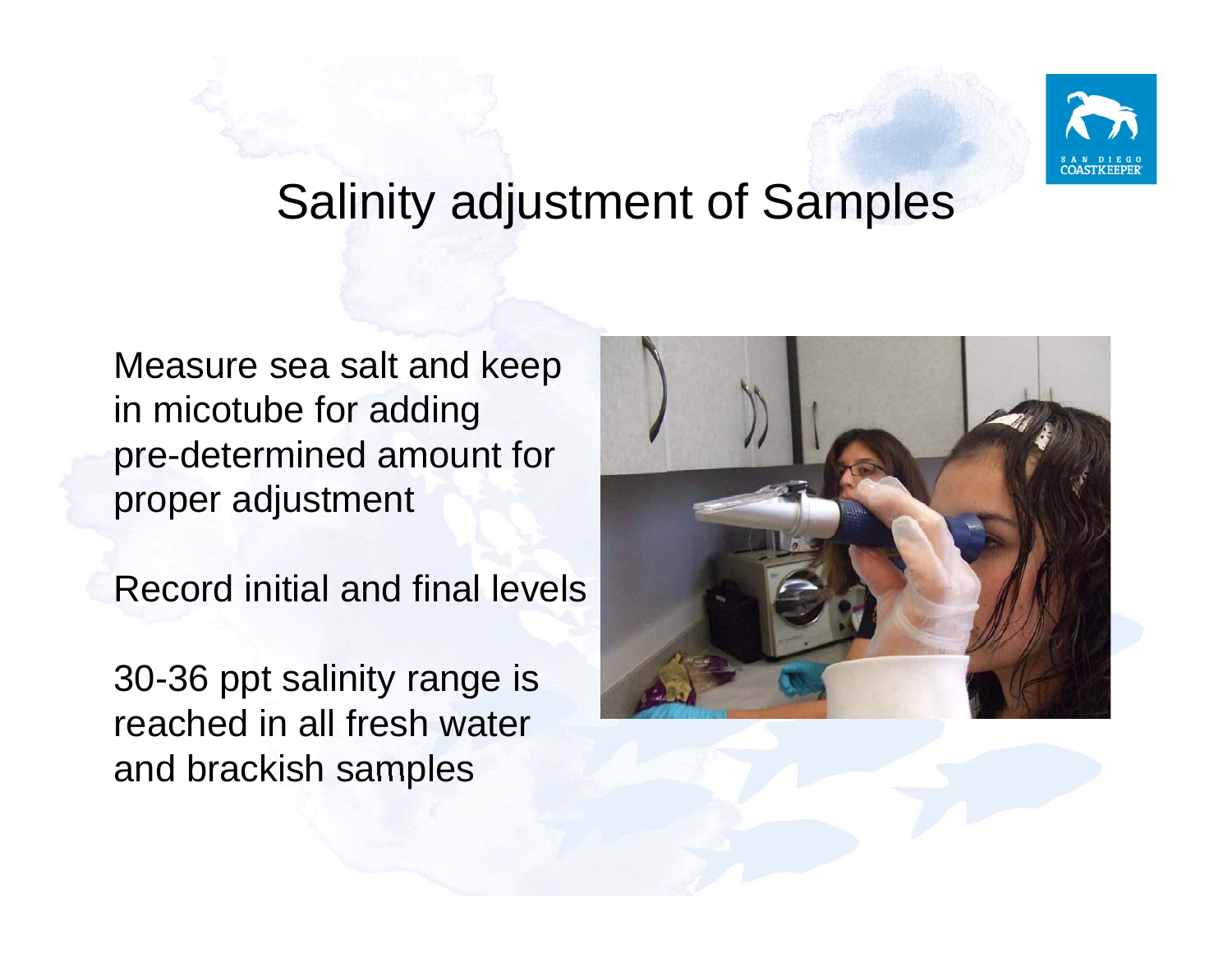# Salinity adjustment of Samples

Measure sea salt and keep in micotube for adding pre-determined amount for proper adjustment

Record initial and final levels

30-36 ppt salinity range is reached in all fresh water and brackish samples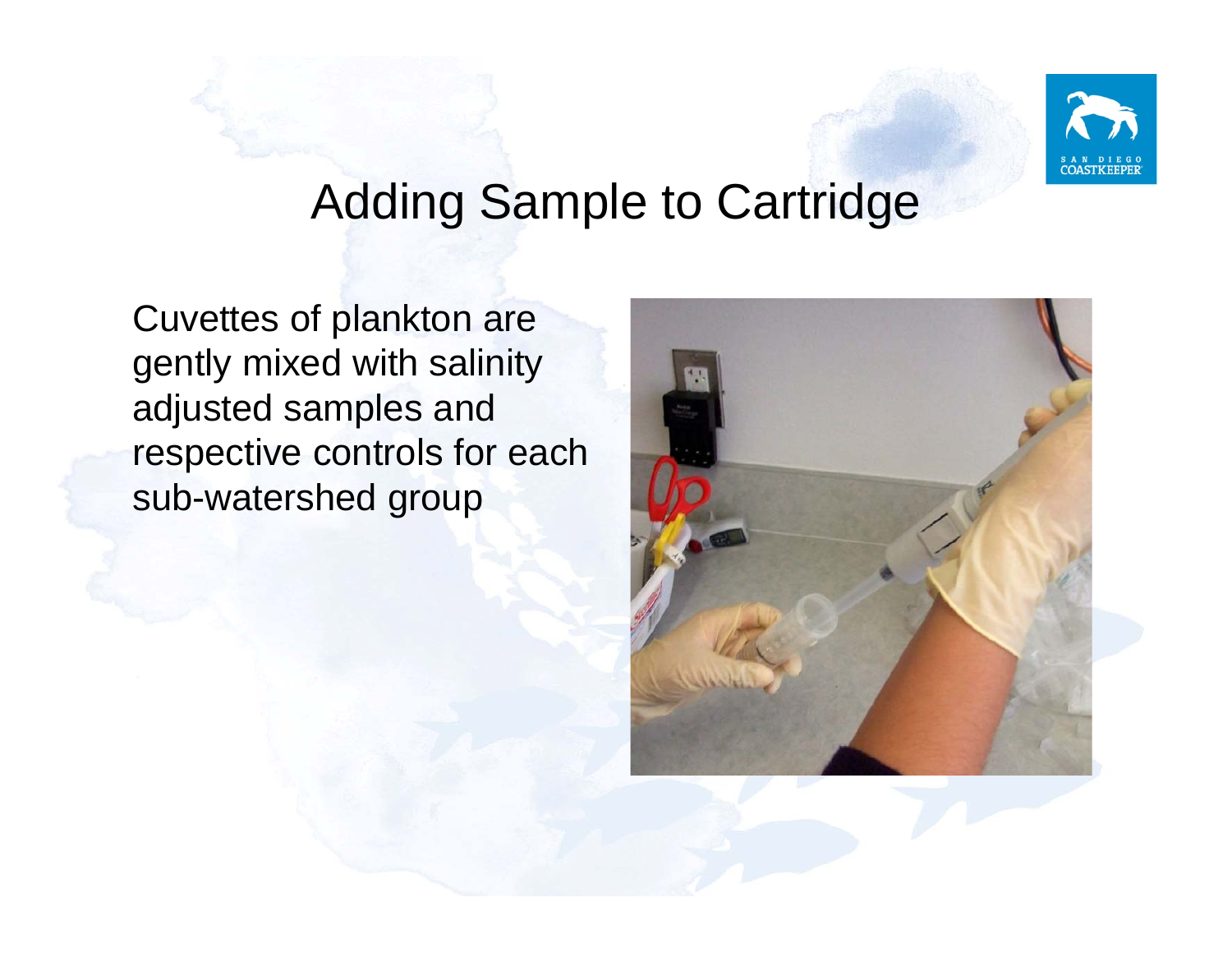# Adding Sample to Cartridge

Cuvettes of plankton are gently mixed with salinity adjusted samples and respective controls for each sub-watershed group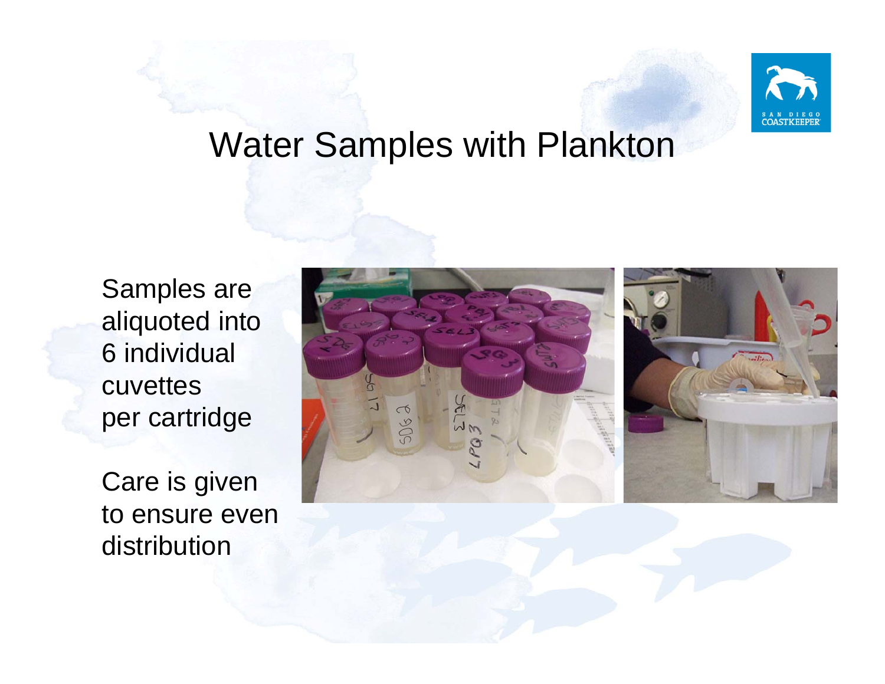# Water Samples with Plankton

Samples are aliquoted into 6 individual cuvettes per cartridge

Care is given to ensure even distribution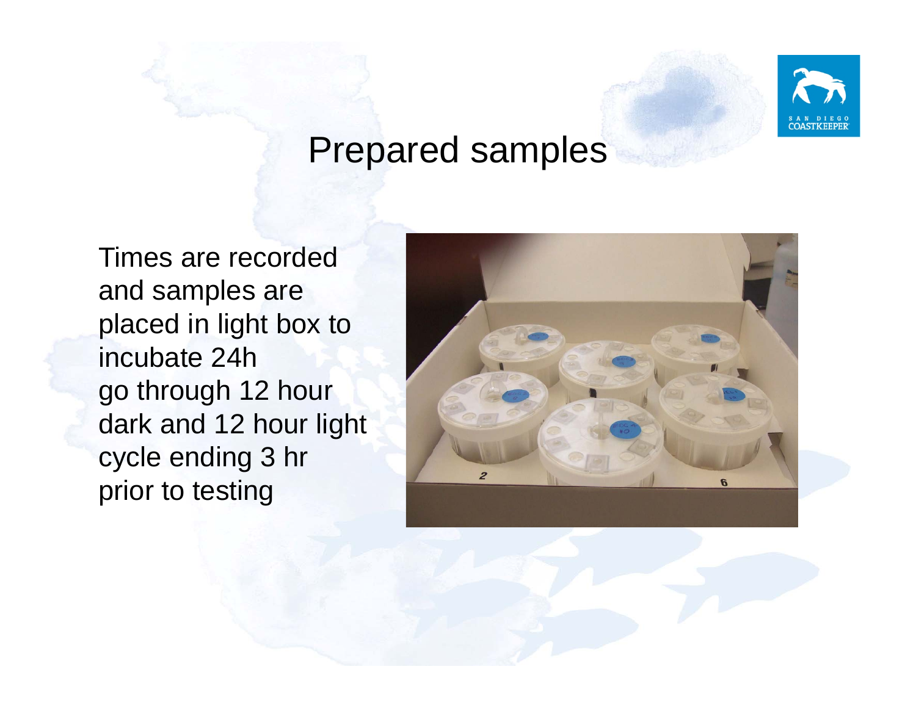# Prepared samples

Times are recorded and samples are placed in light box to incubate 24h go through 12 hour dark and 12 hour light cycle ending 3 hr prior to testing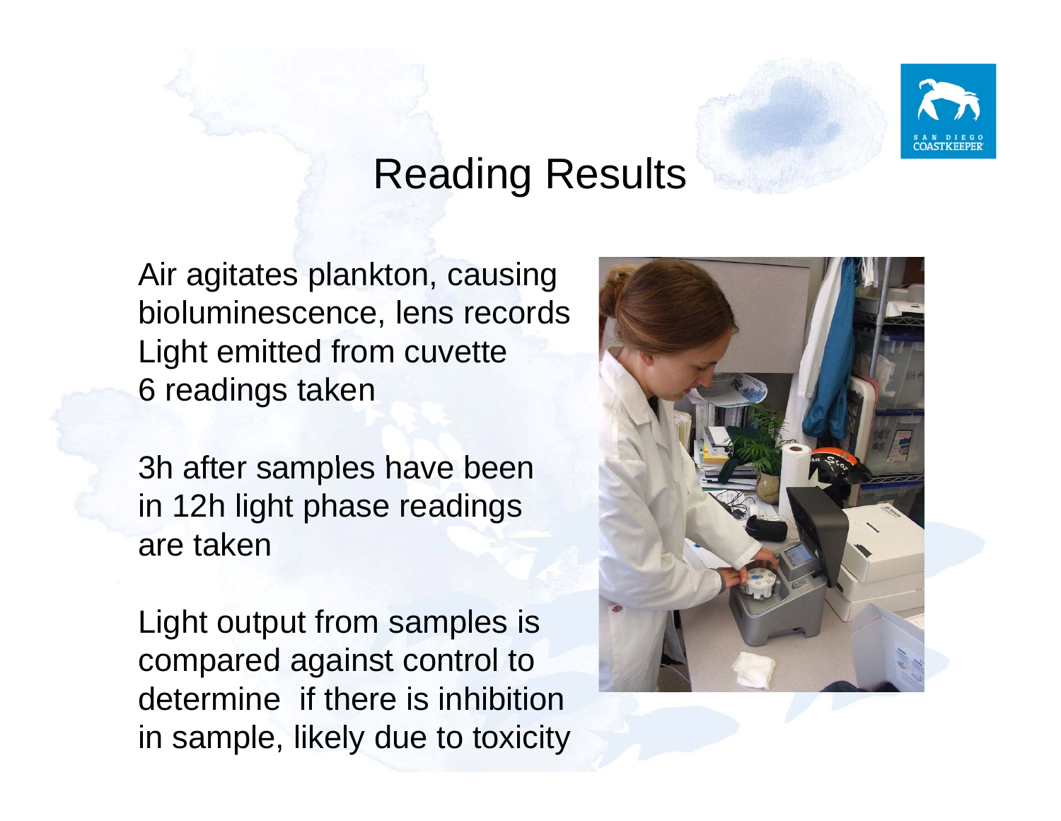# Reading Results

Air agitates plankton, causing bioluminescence, lens records Light emitted from cuvette
6 readings taken

3h after samples have been in 12h light phase readings are taken

Light output from samples is compared against control to determine  if there is inhibition in sample, likely due to toxicity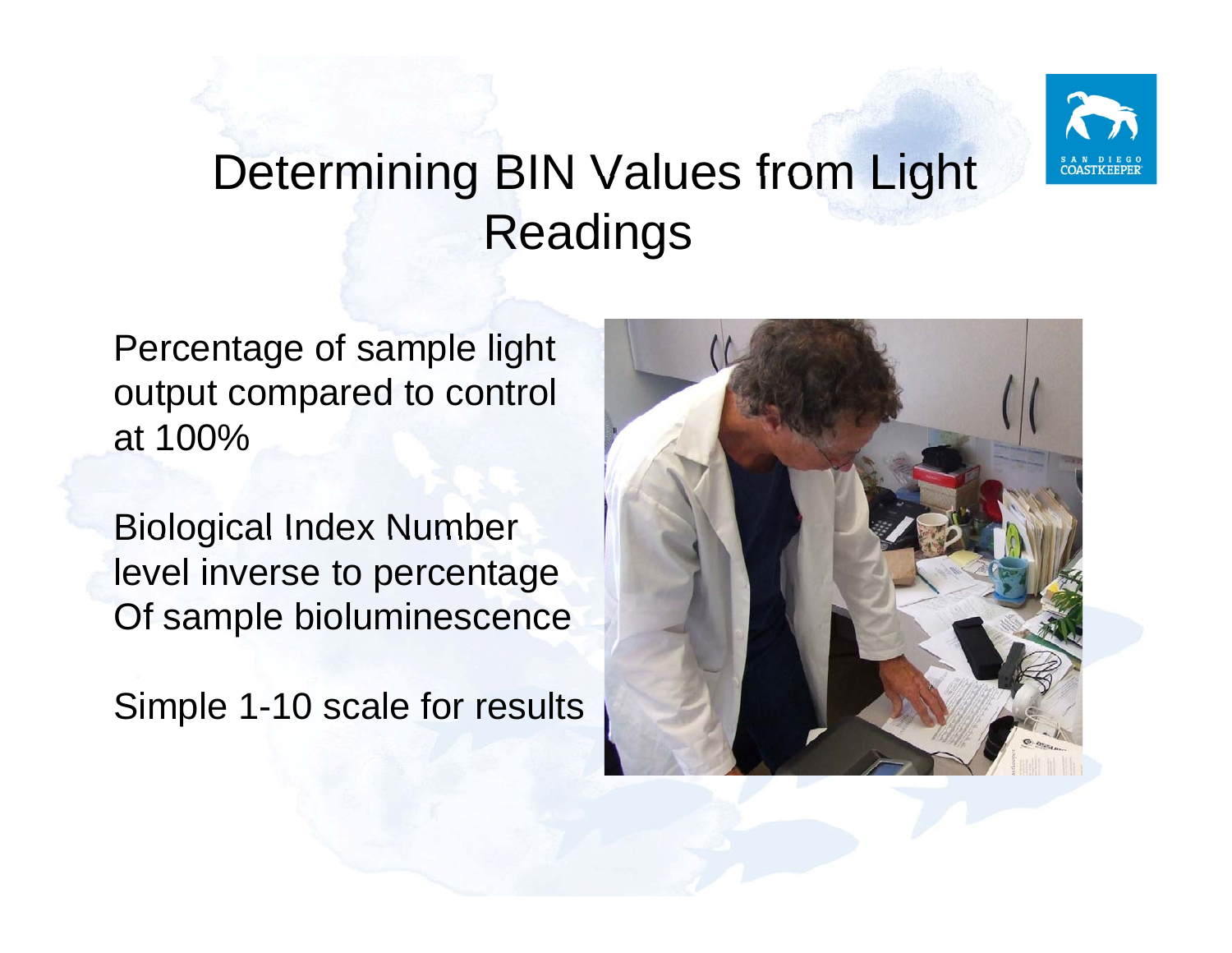# Determining BIN Values from Light Readings

Percentage of sample light output compared to control at 100%

Biological Index Number level inverse to percentage Of sample bioluminescence

Simple 1-10 scale for results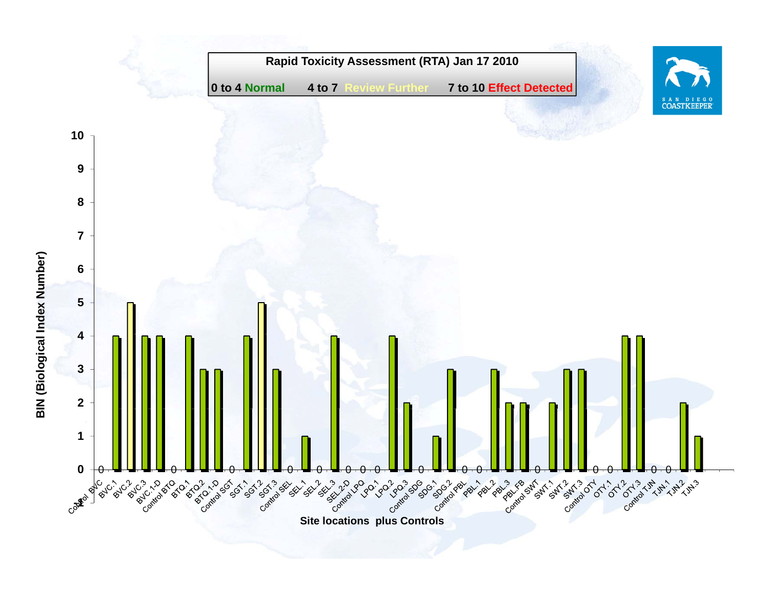## Rapid Toxicity Assessment (RTA) Jan 17 2010

0 to 4 Normal 4 to 7 Review Further 7 to 10 Effect Detected

SAN DIEGO COASTKEEPER

| Site locations plus Controls | BIN (Biological Index Number) |
|---|---|
| Control BVC | 0 |
| BVC.1 | 4 |
| BVC.2 | 5 |
| BVC.3 | 4 |
| BVC.1-D | 4 |
| Control BTQ | 0 |
| BTQ.1 | 4 |
| BTQ.2 | 3 |
| BTQ.1-D | 3 |
| Control SGT | 0 |
| SGT.1 | 4 |
| SGT.2 | 5 |
| SGT.3 | 3 |
| Control SEL | 0 |
| SEL.1 | 1 |
| SEL.2 | 0 |
| SEL.3 | 4 |
| SEL.2-D | 0 |
| Control LPQ | 0 |
| LPQ.1 | 0 |
| LPQ.2 | 4 |
| LPQ.3 | 2 |
| Control SDG | 0 |
| SDG.1 | 1 |
| SDG.2 | 3 |
| Control PBL | 0 |
| PBL.1 | 0 |
| PBL.2 | 3 |
| PBL.3 | 2 |
| PBL.FB | 2 |
| Control SWT | 0 |
| SWT.1 | 2 |
| SWT.2 | 3 |
| SWT.3 | 3 |
| Control OTY | 0 |
| OTY.1 | 0 |
| OTY.2 | 4 |
| OTY.3 | 4 |
| Control TJN | 0 |
| TJN.1 | 0 |
| TJN.2 | 2 |
| TJN.3 | 1 |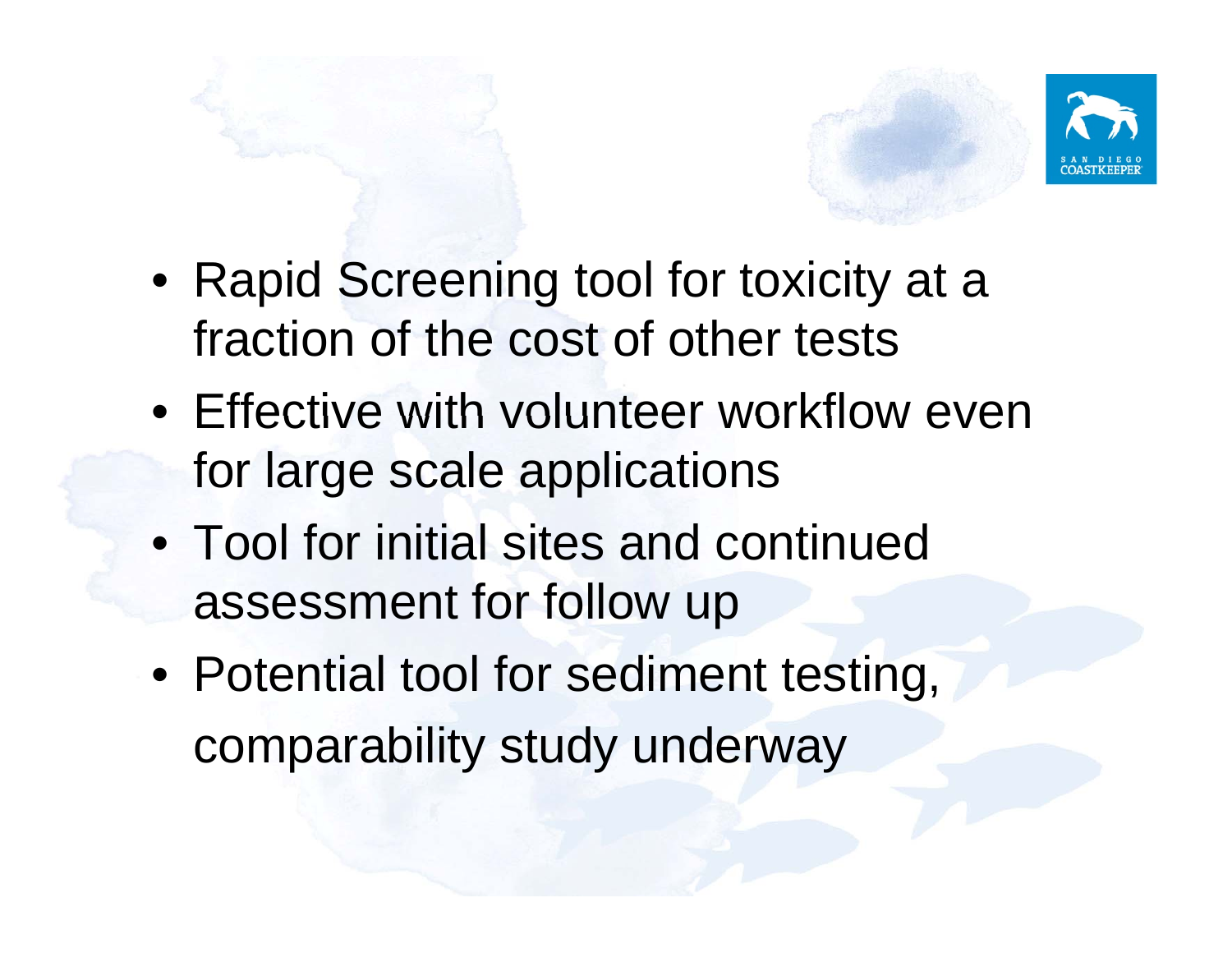- Rapid Screening tool for toxicity at a fraction of the cost of other tests
- Effective with volunteer workflow even for large scale applications
- Tool for initial sites and continued assessment for follow up
- Potential tool for sediment testing, comparability study underway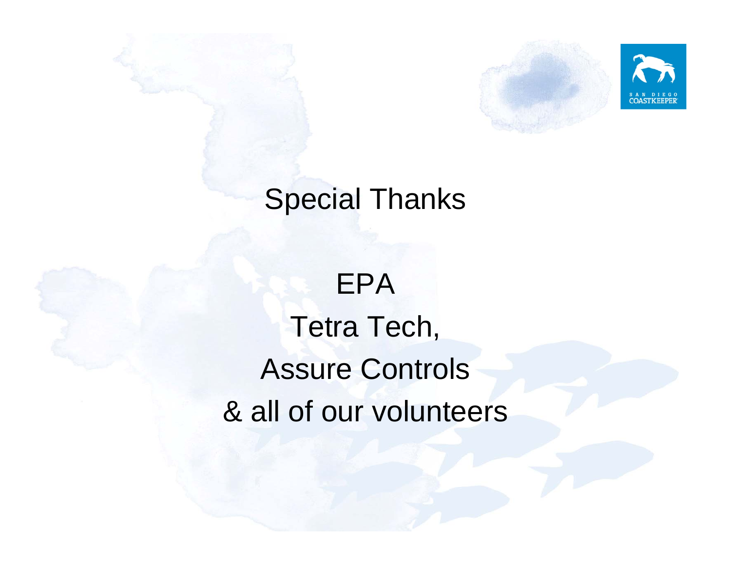# Special Thanks

EPA

Tetra Tech,

Assure Controls

& all of our volunteers